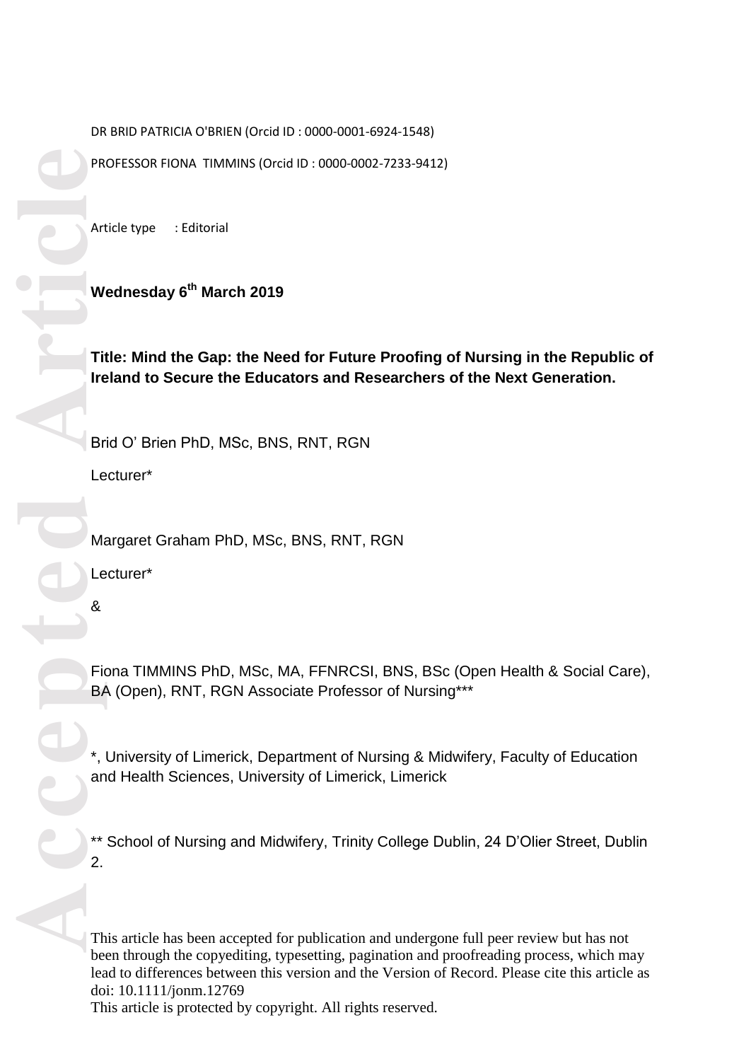DR BRID PATRICIA O'BRIEN (Orcid ID : 0000-0001-6924-1548)

PROFESSOR FIONA TIMMINS (Orcid ID : 0000-0002-7233-9412)

Article type : Editorial

**Wednesday 6th March 2019**

**Title: Mind the Gap: the Need for Future Proofing of Nursing in the Republic of Ireland to Secure the Educators and Researchers of the Next Generation.**

Brid O' Brien PhD, MSc, BNS, RNT, RGN

Lecturer*

Margaret Graham PhD, MSc, BNS, RNT, RGN

Lecturer*

&

Fiona TIMMINS PhD, MSc, MA, FFNRCSI, BNS, BSc (Open Health & Social Care), BA (Open), RNT, RGN Associate Professor of Nursing***

*, University of Limerick, Department of Nursing & Midwifery, Faculty of Education and Health Sciences, University of Limerick, Limerick

** School of Nursing and Midwifery, Trinity College Dublin, 24 D'Olier Street, Dublin 2.

This article has been accepted for publication and undergone full peer review but has not been through the copyediting, typesetting, pagination and proofreading process, which may lead to differences between this version and the Version of Record. Please cite this article as doi: 10.1111/jonm.12769

This article is protected by copyright. All rights reserved.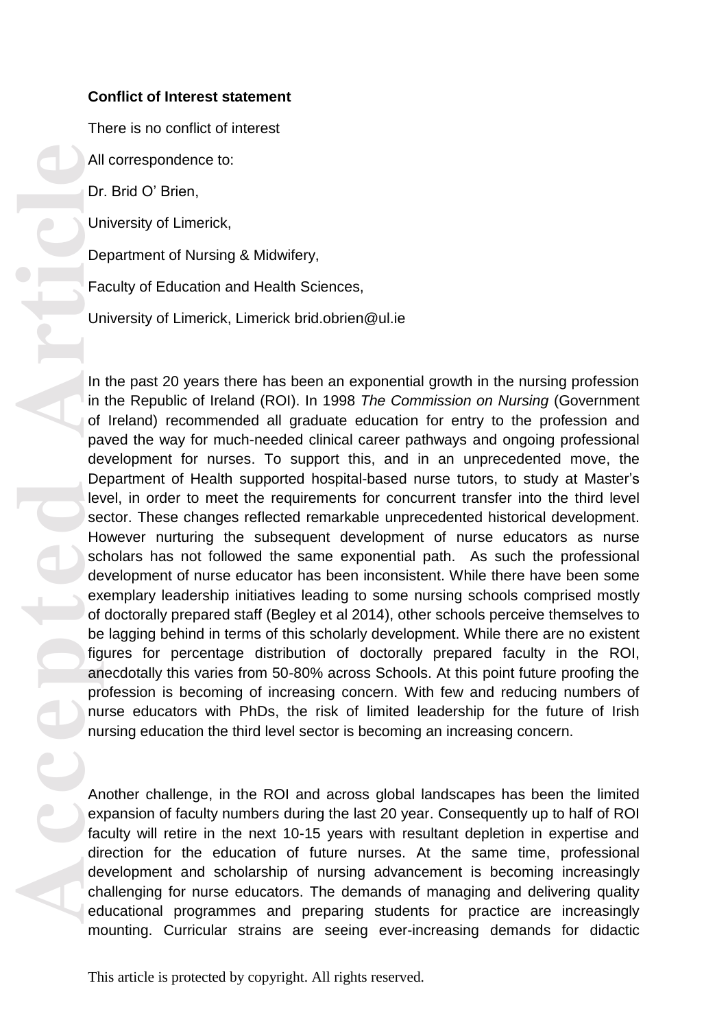**Conflict of Interest statement**

There is no conflict of interest

All correspondence to:

Dr. Brid O' Brien,

University of Limerick,

Department of Nursing & Midwifery,

Faculty of Education and Health Sciences,

University of Limerick, Limerick brid.obrien@ul.ie

In the past 20 years there has been an exponential growth in the nursing profession in the Republic of Ireland (ROI). In 1998 *The Commission on Nursing* (Government of Ireland) recommended all graduate education for entry to the profession and paved the way for much-needed clinical career pathways and ongoing professional development for nurses. To support this, and in an unprecedented move, the Department of Health supported hospital-based nurse tutors, to study at Master's level, in order to meet the requirements for concurrent transfer into the third level sector. These changes reflected remarkable unprecedented historical development. However nurturing the subsequent development of nurse educators as nurse scholars has not followed the same exponential path. As such the professional development of nurse educator has been inconsistent. While there have been some exemplary leadership initiatives leading to some nursing schools comprised mostly of doctorally prepared staff (Begley et al 2014), other schools perceive themselves to be lagging behind in terms of this scholarly development. While there are no existent figures for percentage distribution of doctorally prepared faculty in the ROI, anecdotally this varies from 50-80% across Schools. At this point future proofing the profession is becoming of increasing concern. With few and reducing numbers of nurse educators with PhDs, the risk of limited leadership for the future of Irish nursing education the third level sector is becoming an increasing concern.

Another challenge, in the ROI and across global landscapes has been the limited expansion of faculty numbers during the last 20 year. Consequently up to half of ROI faculty will retire in the next 10-15 years with resultant depletion in expertise and direction for the education of future nurses. At the same time, professional development and scholarship of nursing advancement is becoming increasingly challenging for nurse educators. The demands of managing and delivering quality educational programmes and preparing students for practice are increasingly mounting. Curricular strains are seeing ever-increasing demands for didactic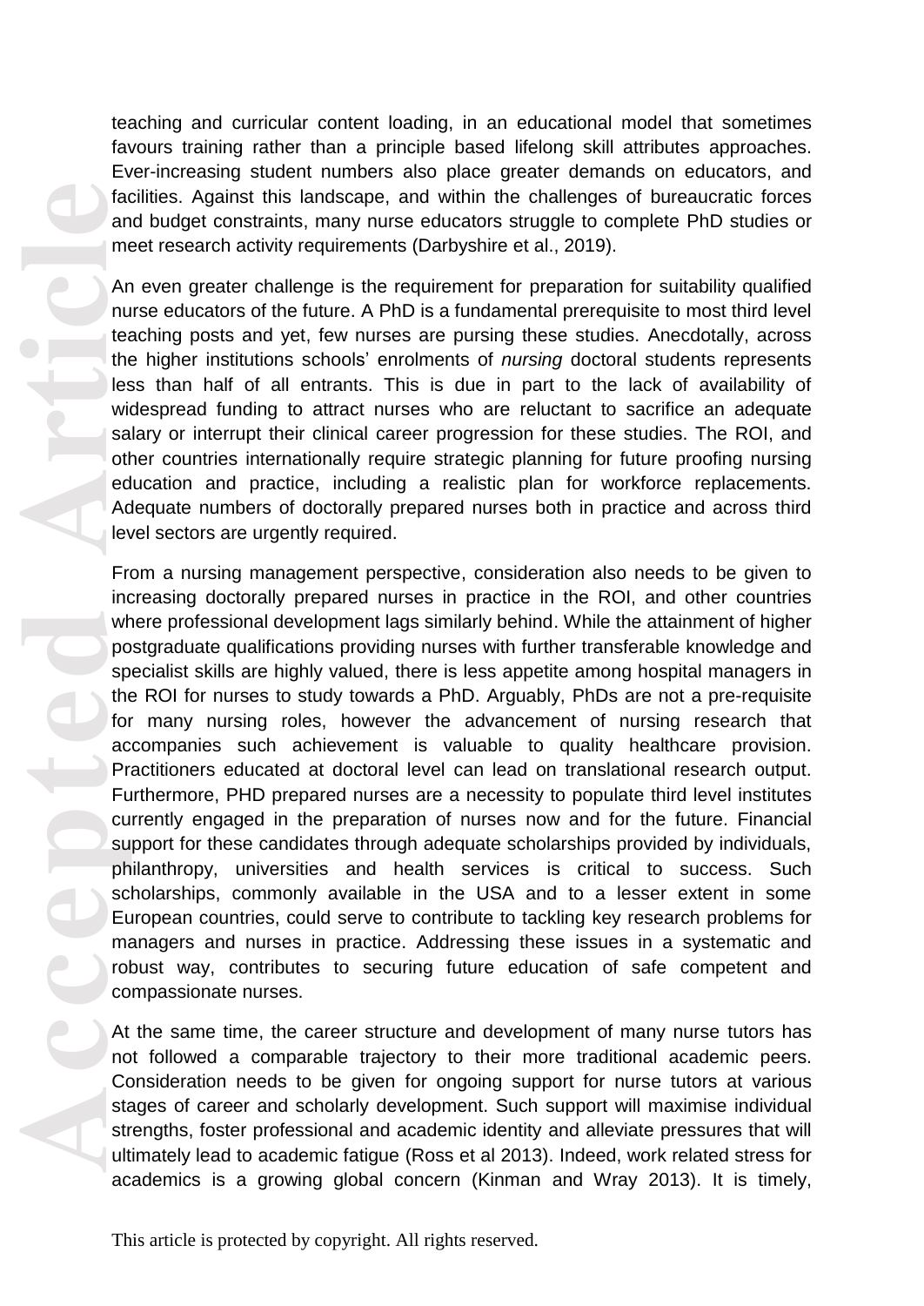teaching and curricular content loading, in an educational model that sometimes favours training rather than a principle based lifelong skill attributes approaches. Ever-increasing student numbers also place greater demands on educators, and facilities. Against this landscape, and within the challenges of bureaucratic forces and budget constraints, many nurse educators struggle to complete PhD studies or meet research activity requirements (Darbyshire et al., 2019).

An even greater challenge is the requirement for preparation for suitability qualified nurse educators of the future. A PhD is a fundamental prerequisite to most third level teaching posts and yet, few nurses are pursuing these studies. Anecdotally, across the higher institutions schools' enrolments of *nursing* doctoral students represents less than half of all entrants. This is due in part to the lack of availability of widespread funding to attract nurses who are reluctant to sacrifice an adequate salary or interrupt their clinical career progression for these studies. The ROI, and other countries internationally require strategic planning for future proofing nursing education and practice, including a realistic plan for workforce replacements. Adequate numbers of doctorally prepared nurses both in practice and across third level sectors are urgently required.

From a nursing management perspective, consideration also needs to be given to increasing doctorally prepared nurses in practice in the ROI, and other countries where professional development lags similarly behind. While the attainment of higher postgraduate qualifications providing nurses with further transferable knowledge and specialist skills are highly valued, there is less appetite among hospital managers in the ROI for nurses to study towards a PhD. Arguably, PhDs are not a pre-requisite for many nursing roles, however the advancement of nursing research that accompanies such achievement is valuable to quality healthcare provision. Practitioners educated at doctoral level can lead on translational research output. Furthermore, PHD prepared nurses are a necessity to populate third level institutes currently engaged in the preparation of nurses now and for the future. Financial support for these candidates through adequate scholarships provided by individuals, philanthropy, universities and health services is critical to success. Such scholarships, commonly available in the USA and to a lesser extent in some European countries, could serve to contribute to tackling key research problems for managers and nurses in practice. Addressing these issues in a systematic and robust way, contributes to securing future education of safe competent and compassionate nurses.

At the same time, the career structure and development of many nurse tutors has not followed a comparable trajectory to their more traditional academic peers. Consideration needs to be given for ongoing support for nurse tutors at various stages of career and scholarly development. Such support will maximise individual strengths, foster professional and academic identity and alleviate pressures that will ultimately lead to academic fatigue (Ross et al 2013). Indeed, work related stress for academics is a growing global concern (Kinman and Wray 2013). It is timely,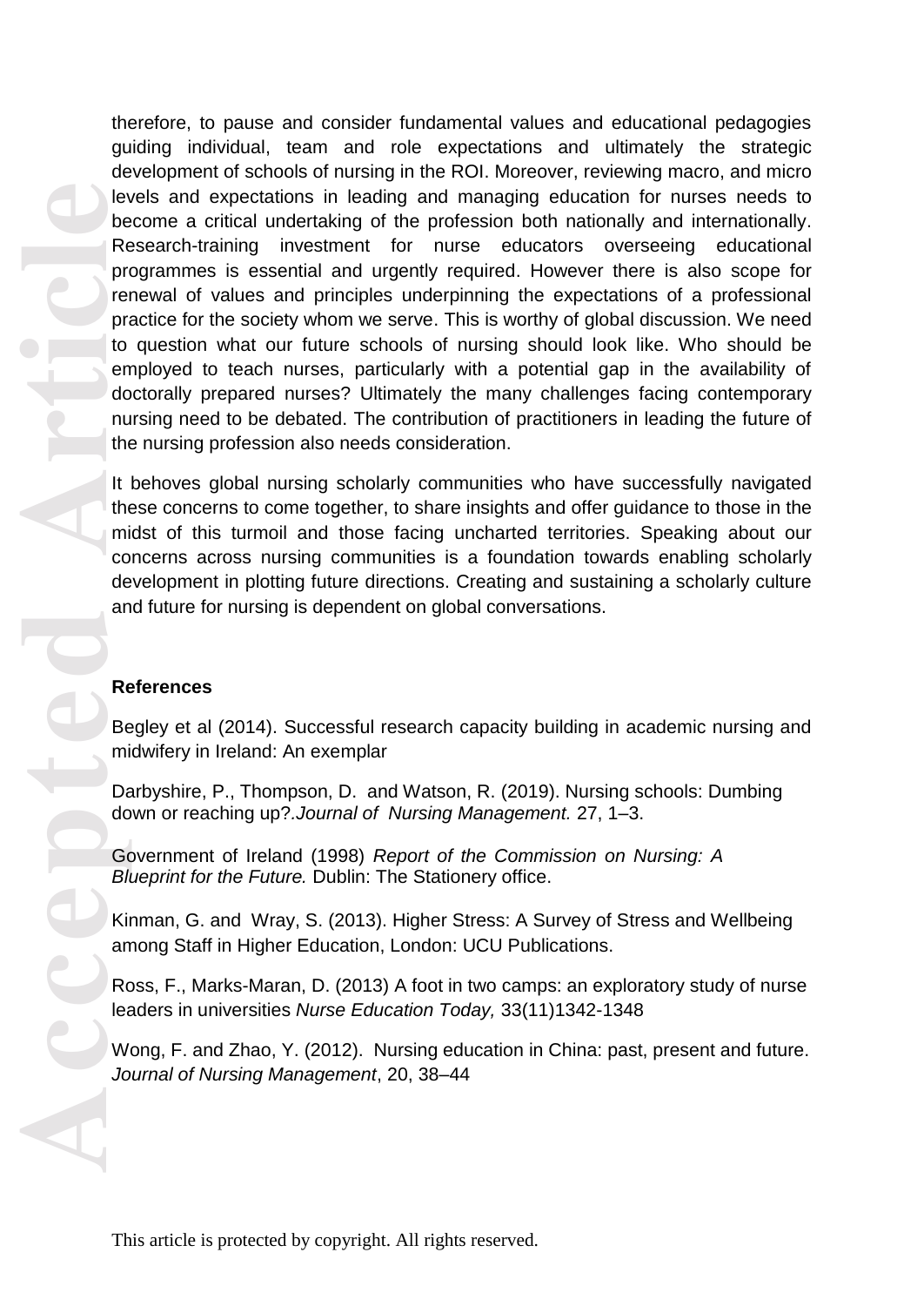therefore, to pause and consider fundamental values and educational pedagogies guiding individual, team and role expectations and ultimately the strategic development of schools of nursing in the ROI. Moreover, reviewing macro, and micro levels and expectations in leading and managing education for nurses needs to become a critical undertaking of the profession both nationally and internationally. Research-training investment for nurse educators overseeing educational programmes is essential and urgently required. However there is also scope for renewal of values and principles underpinning the expectations of a professional practice for the society whom we serve. This is worthy of global discussion. We need to question what our future schools of nursing should look like. Who should be employed to teach nurses, particularly with a potential gap in the availability of doctorally prepared nurses? Ultimately the many challenges facing contemporary nursing need to be debated. The contribution of practitioners in leading the future of the nursing profession also needs consideration.

It behoves global nursing scholarly communities who have successfully navigated these concerns to come together, to share insights and offer guidance to those in the midst of this turmoil and those facing uncharted territories. Speaking about our concerns across nursing communities is a foundation towards enabling scholarly development in plotting future directions. Creating and sustaining a scholarly culture and future for nursing is dependent on global conversations.

**References**

Begley et al (2014). Successful research capacity building in academic nursing and midwifery in Ireland: An exemplar

Darbyshire, P., Thompson, D. and Watson, R. (2019). Nursing schools: Dumbing down or reaching up?.*Journal of Nursing Management.* 27, 1–3.

Government of Ireland (1998) *Report of the Commission on Nursing: A Blueprint for the Future.* Dublin: The Stationery office.

Kinman, G. and Wray, S. (2013). Higher Stress: A Survey of Stress and Wellbeing among Staff in Higher Education, London: UCU Publications.

Ross, F., Marks-Maran, D. (2013) A foot in two camps: an exploratory study of nurse leaders in universities *Nurse Education Today,* 33(11)1342-1348

Wong, F. and Zhao, Y. (2012). Nursing education in China: past, present and future. *Journal of Nursing Management*, 20, 38–44